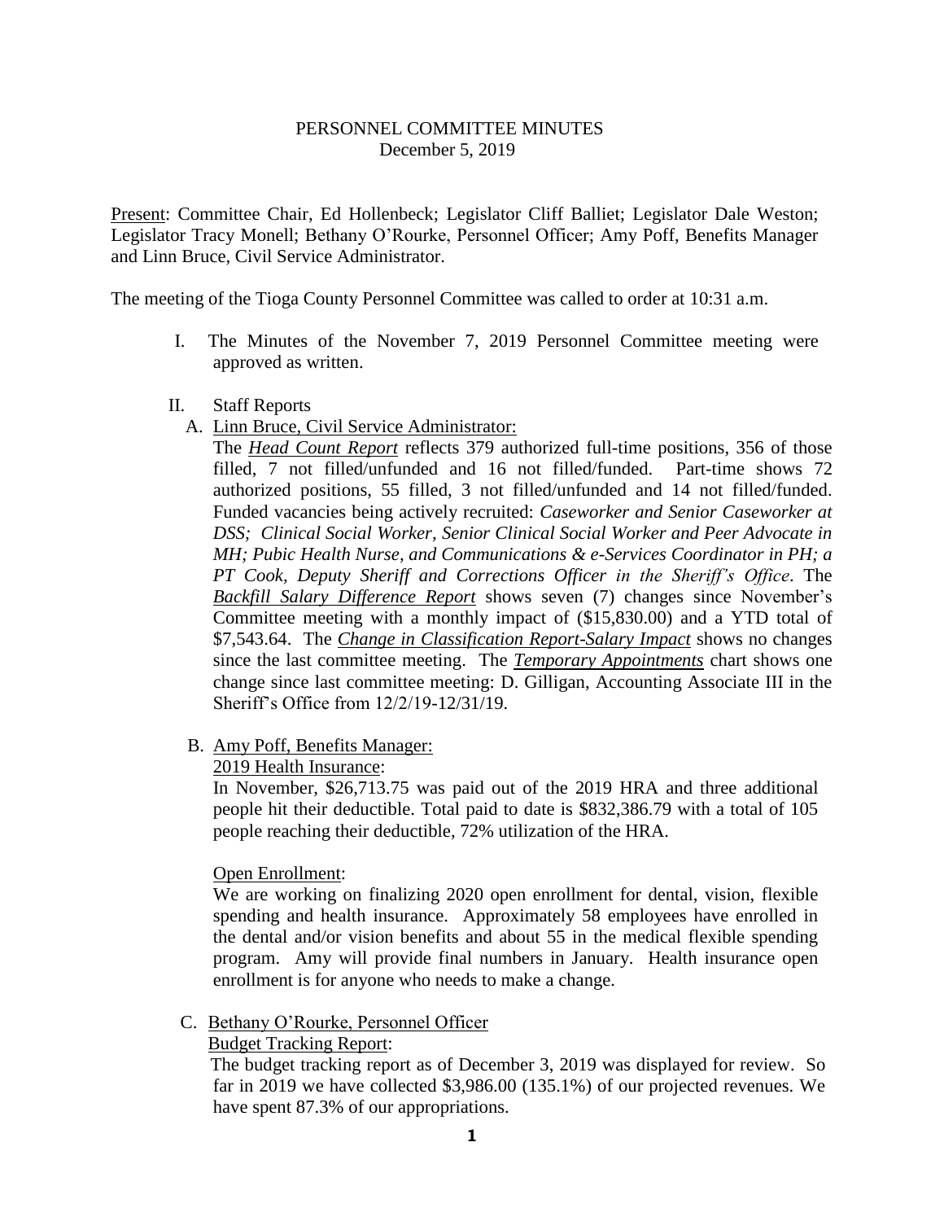# PERSONNEL COMMITTEE MINUTES
December 5, 2019

Present: Committee Chair, Ed Hollenbeck; Legislator Cliff Balliet; Legislator Dale Weston; Legislator Tracy Monell; Bethany O'Rourke, Personnel Officer; Amy Poff, Benefits Manager and Linn Bruce, Civil Service Administrator.

The meeting of the Tioga County Personnel Committee was called to order at 10:31 a.m.

I. The Minutes of the November 7, 2019 Personnel Committee meeting were approved as written.

II. Staff Reports

A. Linn Bruce, Civil Service Administrator:

The ***Head Count Report*** reflects 379 authorized full-time positions, 356 of those filled, 7 not filled/unfunded and 16 not filled/funded. Part-time shows 72 authorized positions, 55 filled, 3 not filled/unfunded and 14 not filled/funded. Funded vacancies being actively recruited: *Caseworker and Senior Caseworker at DSS; Clinical Social Worker, Senior Clinical Social Worker and Peer Advocate in MH; Pubic Health Nurse, and Communications & e-Services Coordinator in PH; a PT Cook, Deputy Sheriff and Corrections Officer in the Sheriff's Office*. The ***Backfill Salary Difference Report*** shows seven (7) changes since November's Committee meeting with a monthly impact of (\$15,830.00) and a YTD total of \$7,543.64. The ***Change in Classification Report-Salary Impact*** shows no changes since the last committee meeting. The ***Temporary Appointments*** chart shows one change since last committee meeting: D. Gilligan, Accounting Associate III in the Sheriff's Office from 12/2/19-12/31/19.

B. Amy Poff, Benefits Manager:

2019 Health Insurance:

In November, \$26,713.75 was paid out of the 2019 HRA and three additional people hit their deductible. Total paid to date is \$832,386.79 with a total of 105 people reaching their deductible, 72% utilization of the HRA.

Open Enrollment:

We are working on finalizing 2020 open enrollment for dental, vision, flexible spending and health insurance. Approximately 58 employees have enrolled in the dental and/or vision benefits and about 55 in the medical flexible spending program. Amy will provide final numbers in January. Health insurance open enrollment is for anyone who needs to make a change.

C. Bethany O'Rourke, Personnel Officer

Budget Tracking Report:

The budget tracking report as of December 3, 2019 was displayed for review. So far in 2019 we have collected \$3,986.00 (135.1%) of our projected revenues. We have spent 87.3% of our appropriations.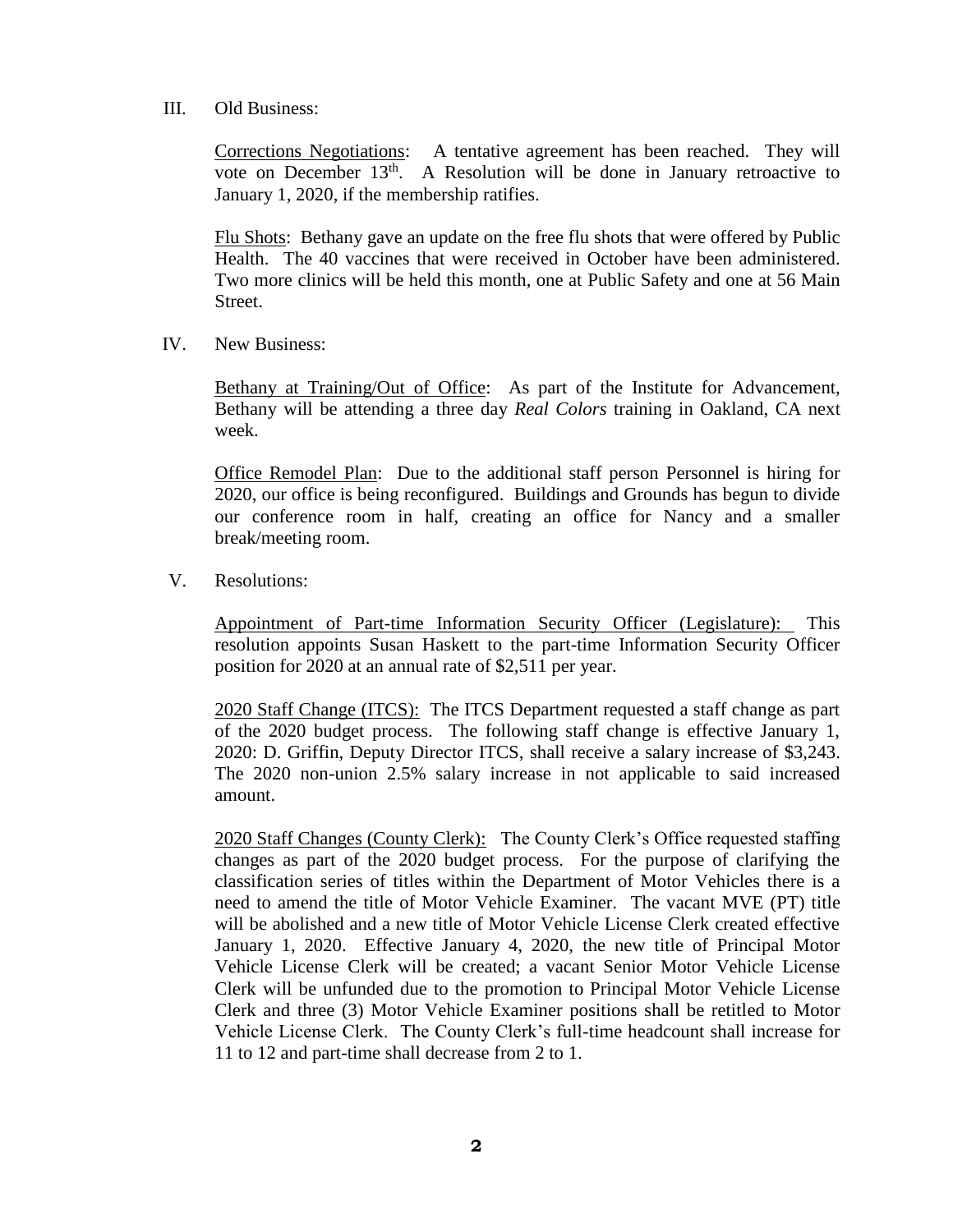III. Old Business:

<u>Corrections Negotiations</u>: A tentative agreement has been reached. They will vote on December 13th. A Resolution will be done in January retroactive to January 1, 2020, if the membership ratifies.

<u>Flu Shots</u>: Bethany gave an update on the free flu shots that were offered by Public Health. The 40 vaccines that were received in October have been administered. Two more clinics will be held this month, one at Public Safety and one at 56 Main Street.

IV. New Business:

<u>Bethany at Training/Out of Office</u>: As part of the Institute for Advancement, Bethany will be attending a three day *Real Colors* training in Oakland, CA next week.

<u>Office Remodel Plan</u>: Due to the additional staff person Personnel is hiring for 2020, our office is being reconfigured. Buildings and Grounds has begun to divide our conference room in half, creating an office for Nancy and a smaller break/meeting room.

V. Resolutions:

<u>Appointment of Part-time Information Security Officer (Legislature):</u> This resolution appoints Susan Haskett to the part-time Information Security Officer position for 2020 at an annual rate of $2,511 per year.

<u>2020 Staff Change (ITCS):</u> The ITCS Department requested a staff change as part of the 2020 budget process. The following staff change is effective January 1, 2020: D. Griffin, Deputy Director ITCS, shall receive a salary increase of $3,243. The 2020 non-union 2.5% salary increase in not applicable to said increased amount.

<u>2020 Staff Changes (County Clerk):</u> The County Clerk's Office requested staffing changes as part of the 2020 budget process. For the purpose of clarifying the classification series of titles within the Department of Motor Vehicles there is a need to amend the title of Motor Vehicle Examiner. The vacant MVE (PT) title will be abolished and a new title of Motor Vehicle License Clerk created effective January 1, 2020. Effective January 4, 2020, the new title of Principal Motor Vehicle License Clerk will be created; a vacant Senior Motor Vehicle License Clerk will be unfunded due to the promotion to Principal Motor Vehicle License Clerk and three (3) Motor Vehicle Examiner positions shall be retitled to Motor Vehicle License Clerk. The County Clerk's full-time headcount shall increase for 11 to 12 and part-time shall decrease from 2 to 1.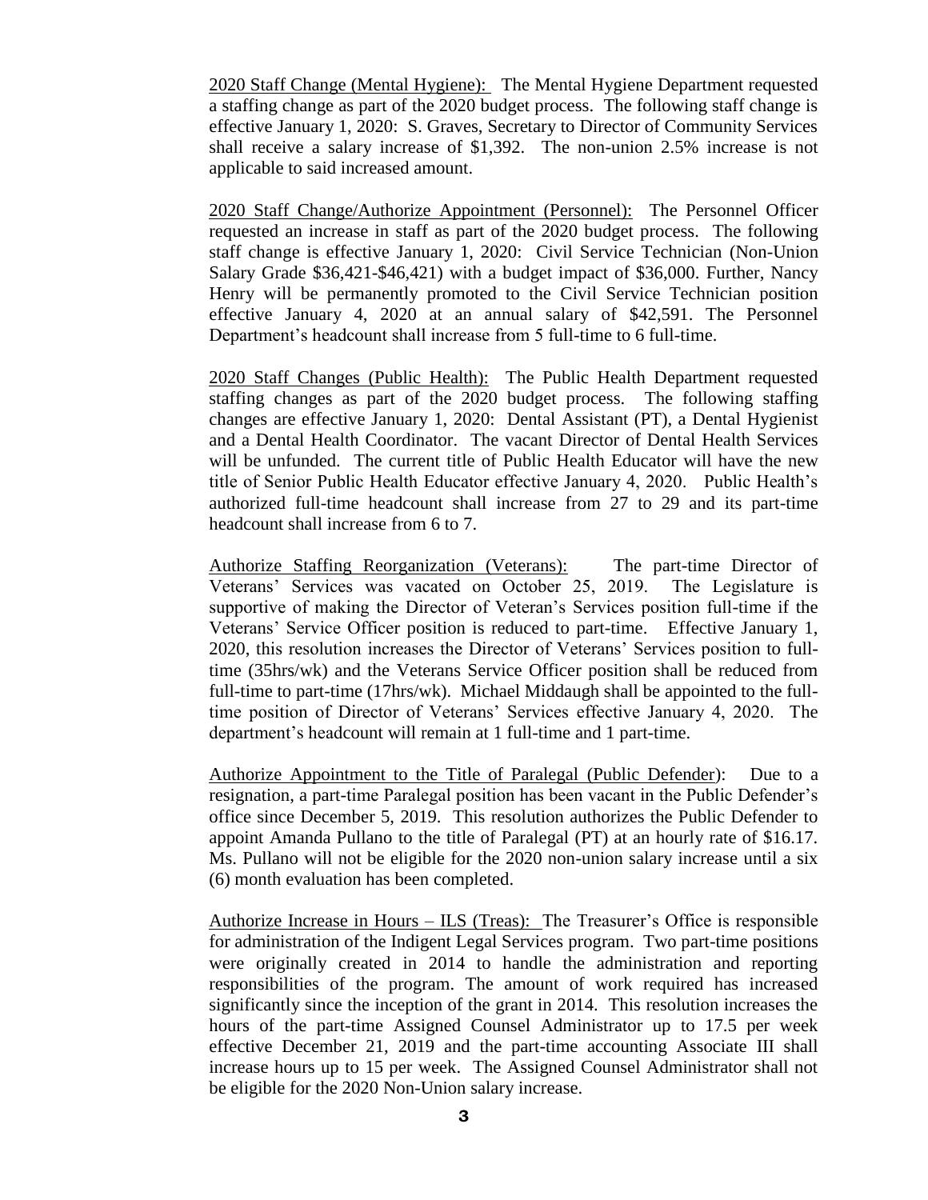2020 Staff Change (Mental Hygiene): The Mental Hygiene Department requested a staffing change as part of the 2020 budget process. The following staff change is effective January 1, 2020: S. Graves, Secretary to Director of Community Services shall receive a salary increase of $1,392. The non-union 2.5% increase is not applicable to said increased amount.

2020 Staff Change/Authorize Appointment (Personnel): The Personnel Officer requested an increase in staff as part of the 2020 budget process. The following staff change is effective January 1, 2020: Civil Service Technician (Non-Union Salary Grade $36,421-$46,421) with a budget impact of $36,000. Further, Nancy Henry will be permanently promoted to the Civil Service Technician position effective January 4, 2020 at an annual salary of $42,591. The Personnel Department's headcount shall increase from 5 full-time to 6 full-time.

2020 Staff Changes (Public Health): The Public Health Department requested staffing changes as part of the 2020 budget process. The following staffing changes are effective January 1, 2020: Dental Assistant (PT), a Dental Hygienist and a Dental Health Coordinator. The vacant Director of Dental Health Services will be unfunded. The current title of Public Health Educator will have the new title of Senior Public Health Educator effective January 4, 2020. Public Health's authorized full-time headcount shall increase from 27 to 29 and its part-time headcount shall increase from 6 to 7.

Authorize Staffing Reorganization (Veterans): The part-time Director of Veterans' Services was vacated on October 25, 2019. The Legislature is supportive of making the Director of Veteran's Services position full-time if the Veterans' Service Officer position is reduced to part-time. Effective January 1, 2020, this resolution increases the Director of Veterans' Services position to full-time (35hrs/wk) and the Veterans Service Officer position shall be reduced from full-time to part-time (17hrs/wk). Michael Middaugh shall be appointed to the full-time position of Director of Veterans' Services effective January 4, 2020. The department's headcount will remain at 1 full-time and 1 part-time.

Authorize Appointment to the Title of Paralegal (Public Defender): Due to a resignation, a part-time Paralegal position has been vacant in the Public Defender's office since December 5, 2019. This resolution authorizes the Public Defender to appoint Amanda Pullano to the title of Paralegal (PT) at an hourly rate of $16.17. Ms. Pullano will not be eligible for the 2020 non-union salary increase until a six (6) month evaluation has been completed.

Authorize Increase in Hours – ILS (Treas): The Treasurer's Office is responsible for administration of the Indigent Legal Services program. Two part-time positions were originally created in 2014 to handle the administration and reporting responsibilities of the program. The amount of work required has increased significantly since the inception of the grant in 2014. This resolution increases the hours of the part-time Assigned Counsel Administrator up to 17.5 per week effective December 21, 2019 and the part-time accounting Associate III shall increase hours up to 15 per week. The Assigned Counsel Administrator shall not be eligible for the 2020 Non-Union salary increase.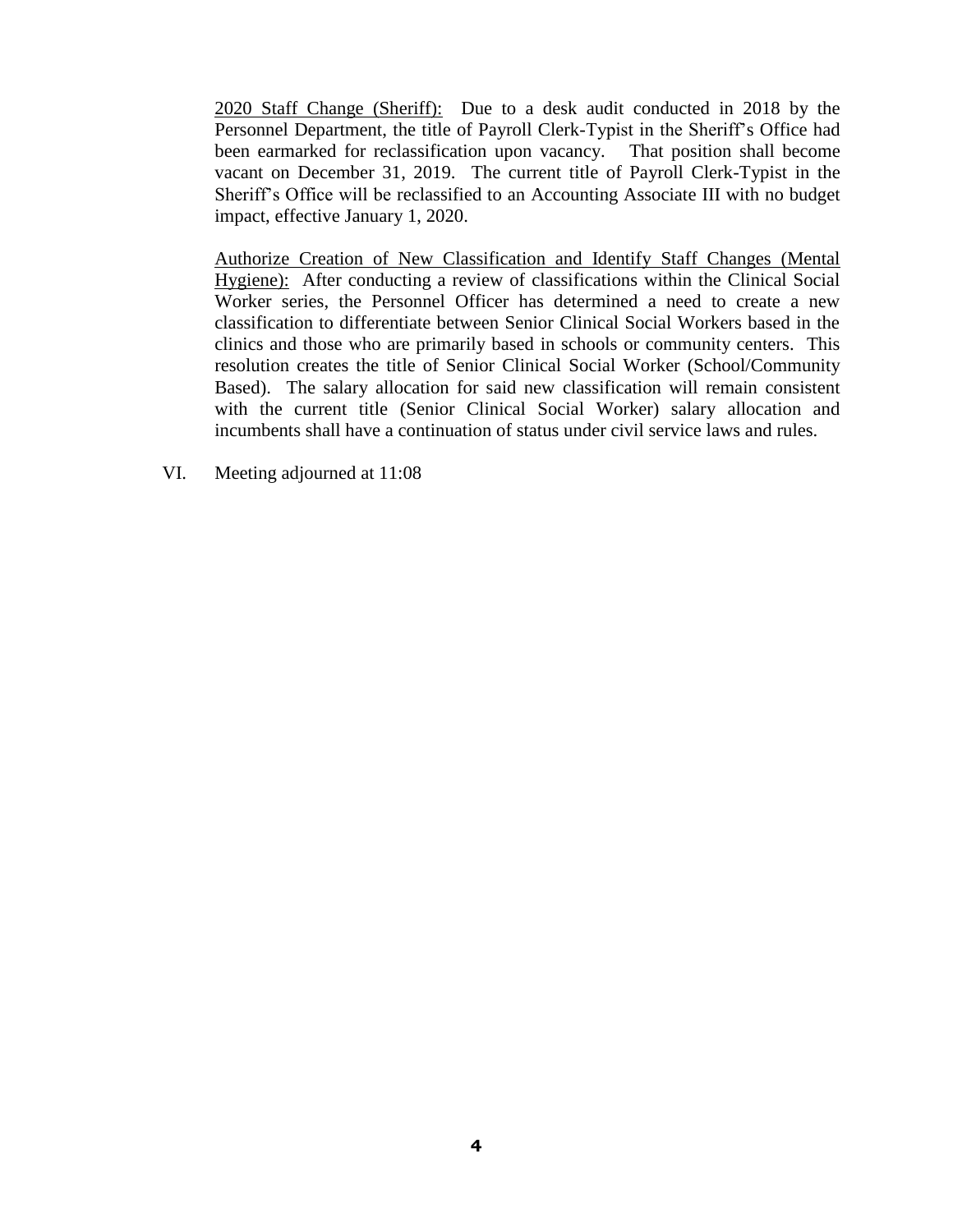<u>2020 Staff Change (Sheriff):</u> Due to a desk audit conducted in 2018 by the Personnel Department, the title of Payroll Clerk-Typist in the Sheriff's Office had been earmarked for reclassification upon vacancy. That position shall become vacant on December 31, 2019. The current title of Payroll Clerk-Typist in the Sheriff's Office will be reclassified to an Accounting Associate III with no budget impact, effective January 1, 2020.

<u>Authorize Creation of New Classification and Identify Staff Changes (Mental Hygiene):</u> After conducting a review of classifications within the Clinical Social Worker series, the Personnel Officer has determined a need to create a new classification to differentiate between Senior Clinical Social Workers based in the clinics and those who are primarily based in schools or community centers. This resolution creates the title of Senior Clinical Social Worker (School/Community Based). The salary allocation for said new classification will remain consistent with the current title (Senior Clinical Social Worker) salary allocation and incumbents shall have a continuation of status under civil service laws and rules.

VI. Meeting adjourned at 11:08